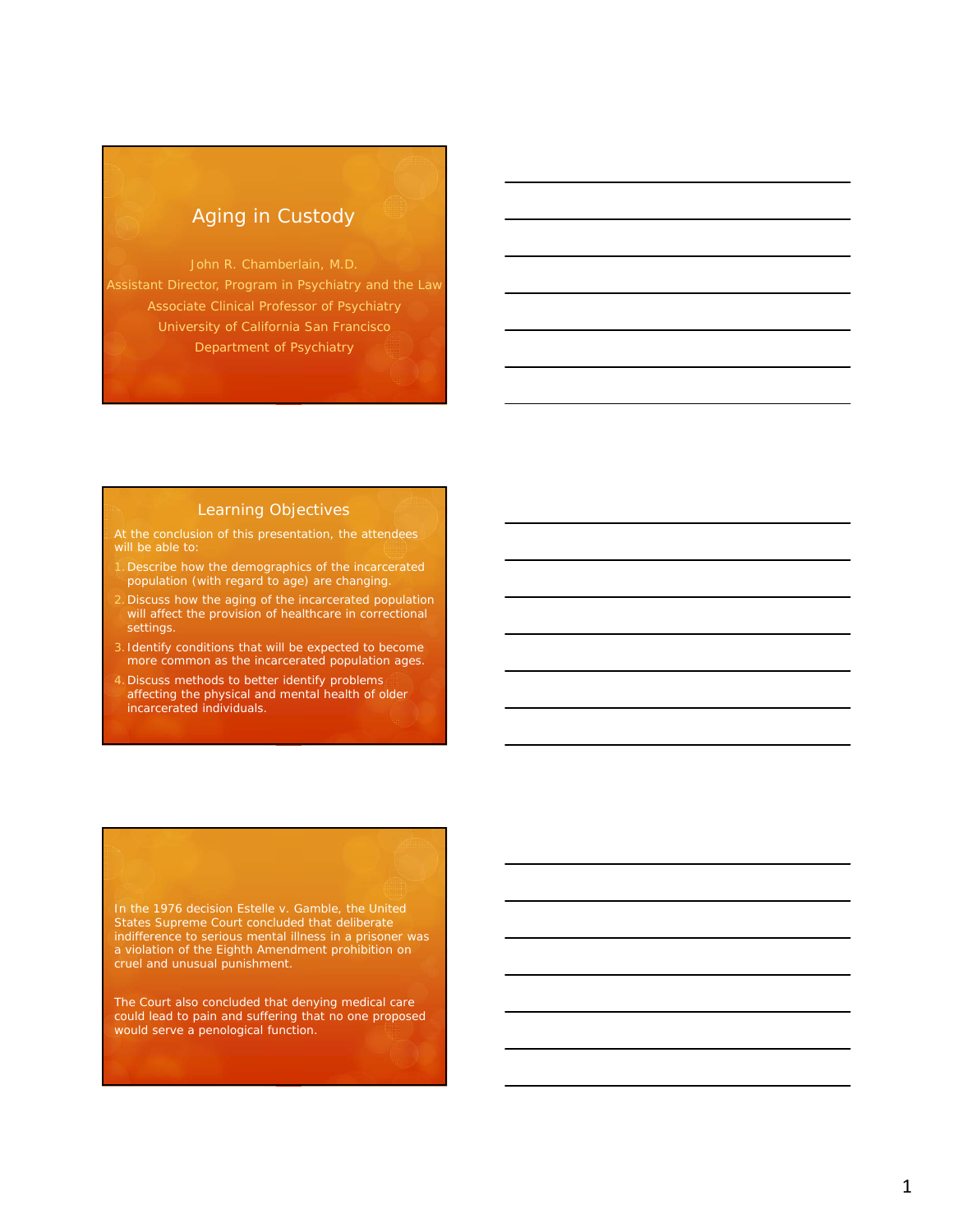# Aging in Custody

John R. Chamberlain, M.D.
Assistant Director, Program in Psychiatry and the Law
Associate Clinical Professor of Psychiatry
University of California San Francisco
Department of Psychiatry

## Learning Objectives

At the conclusion of this presentation, the attendees will be able to:

1. Describe how the demographics of the incarcerated population (with regard to age) are changing.
2. Discuss how the aging of the incarcerated population will affect the provision of healthcare in correctional settings.
3. Identify conditions that will be expected to become more common as the incarcerated population ages.
4. Discuss methods to better identify problems affecting the physical and mental health of older incarcerated individuals.

---

In the 1976 decision Estelle v. Gamble, the United States Supreme Court concluded that deliberate indifference to serious mental illness in a prisoner was a violation of the Eighth Amendment prohibition on cruel and unusual punishment.

The Court also concluded that denying medical care could lead to pain and suffering that no one proposed would serve a penological function.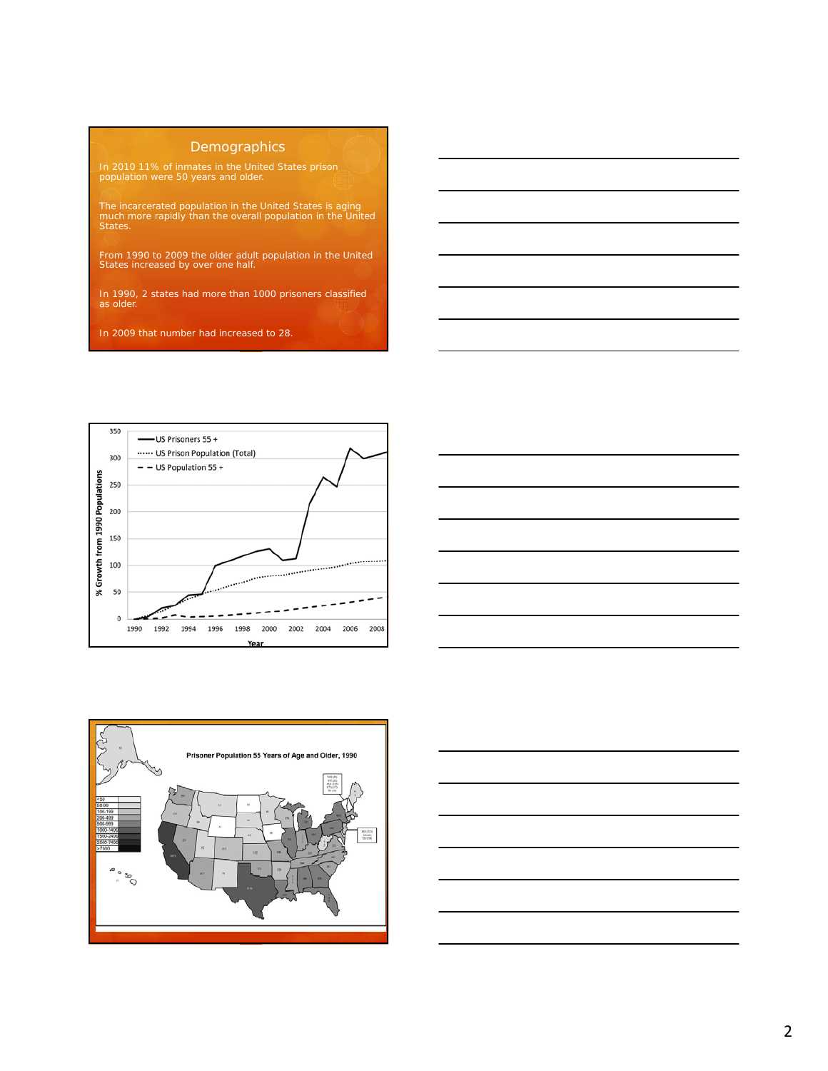## Demographics

In 2010 11% of inmates in the United States prison population were 50 years and older.

The incarcerated population in the United States is aging much more rapidly than the overall population in the United States.

From 1990 to 2009 the older adult population in the United States increased by over one half.

In 1990, 2 states had more than 1000 prisoners classified as older.

In 2009 that number had increased to 28.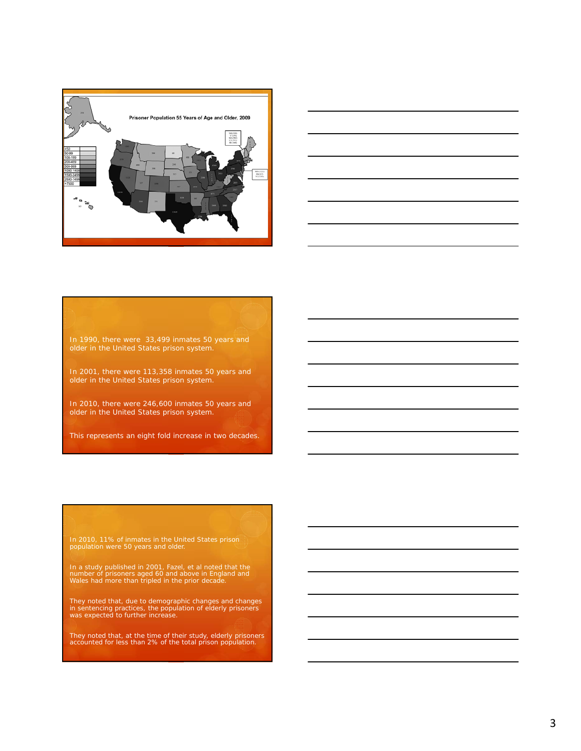Prisoner Population 55 Years of Age and Older, 2009

In 1990, there were 33,499 inmates 50 years and older in the United States prison system.

In 2001, there were 113,358 inmates 50 years and older in the United States prison system.

In 2010, there were 246,600 inmates 50 years and older in the United States prison system.

This represents an eight fold increase in two decades.

In 2010, 11% of inmates in the United States prison population were 50 years and older.

In a study published in 2001, Fazel, et al noted that the number of prisoners aged 60 and above in England and Wales had more than tripled in the prior decade.

They noted that, due to demographic changes and changes in sentencing practices, the population of elderly prisoners was expected to further increase.

They noted that, at the time of their study, elderly prisoners accounted for less than 2% of the total prison population.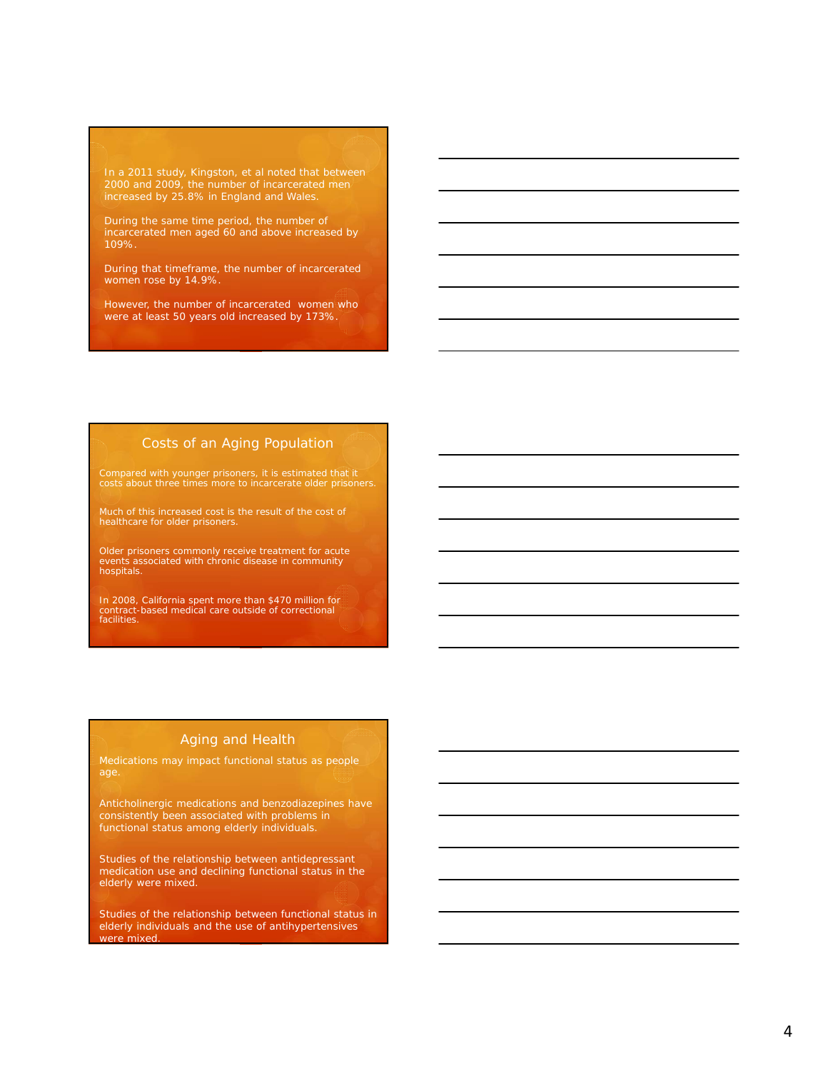In a 2011 study, Kingston, et al noted that between 2000 and 2009, the number of incarcerated men increased by 25.8% in England and Wales.

During the same time period, the number of incarcerated men aged 60 and above increased by 109%.

During that timeframe, the number of incarcerated women rose by 14.9%.

However, the number of incarcerated women who were at least 50 years old increased by 173%.

## Costs of an Aging Population

Compared with younger prisoners, it is estimated that it costs about three times more to incarcerate older prisoners.

Much of this increased cost is the result of the cost of healthcare for older prisoners.

Older prisoners commonly receive treatment for acute events associated with chronic disease in community hospitals.

In 2008, California spent more than $470 million for contract-based medical care outside of correctional facilities.

## Aging and Health

Medications may impact functional status as people age.

Anticholinergic medications and benzodiazepines have consistently been associated with problems in functional status among elderly individuals.

Studies of the relationship between antidepressant medication use and declining functional status in the elderly were mixed.

Studies of the relationship between functional status in elderly individuals and the use of antihypertensives were mixed.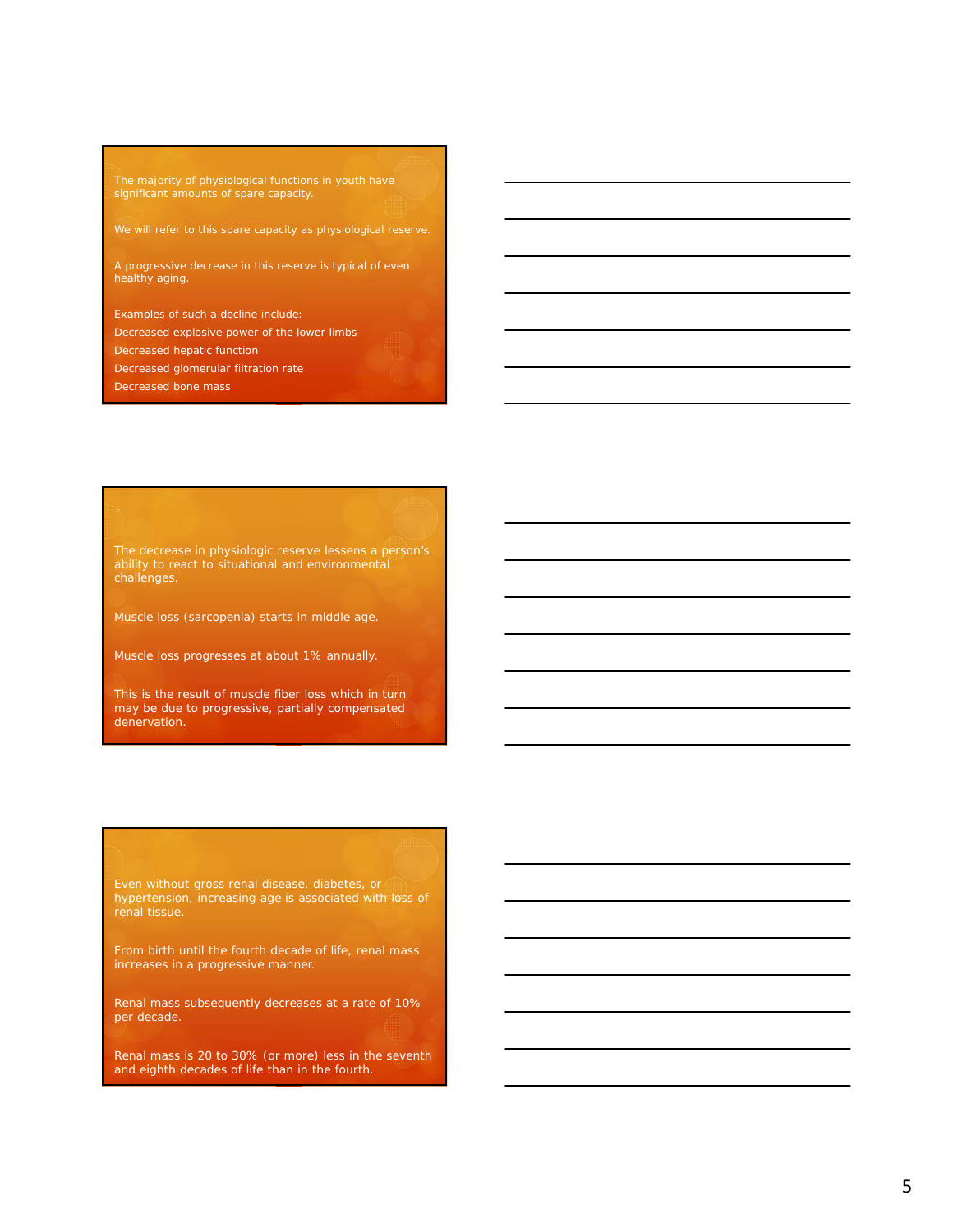The majority of physiological functions in youth have significant amounts of spare capacity.

We will refer to this spare capacity as physiological reserve.

A progressive decrease in this reserve is typical of even healthy aging.

Examples of such a decline include:

Decreased explosive power of the lower limbs

Decreased hepatic function

Decreased glomerular filtration rate

Decreased bone mass

---

The decrease in physiologic reserve lessens a person's ability to react to situational and environmental challenges.

Muscle loss (sarcopenia) starts in middle age.

Muscle loss progresses at about 1% annually.

This is the result of muscle fiber loss which in turn may be due to progressive, partially compensated denervation.

---

Even without gross renal disease, diabetes, or hypertension, increasing age is associated with loss of renal tissue.

From birth until the fourth decade of life, renal mass increases in a progressive manner.

Renal mass subsequently decreases at a rate of 10% per decade.

Renal mass is 20 to 30% (or more) less in the seventh and eighth decades of life than in the fourth.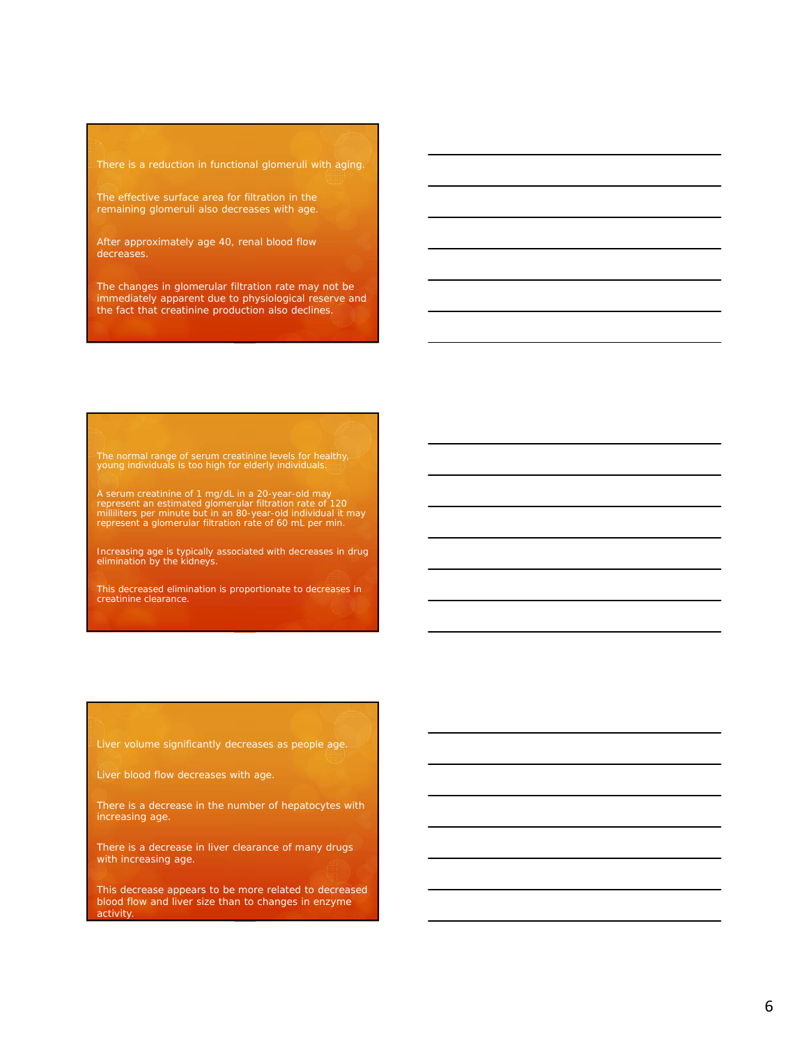There is a reduction in functional glomeruli with aging.

The effective surface area for filtration in the remaining glomeruli also decreases with age.

After approximately age 40, renal blood flow decreases.

The changes in glomerular filtration rate may not be immediately apparent due to physiological reserve and the fact that creatinine production also declines.

---

The normal range of serum creatinine levels for healthy, young individuals is too high for elderly individuals.

A serum creatinine of 1 mg/dL in a 20-year-old may represent an estimated glomerular filtration rate of 120 milliliters per minute but in an 80-year-old individual it may represent a glomerular filtration rate of 60 mL per min.

Increasing age is typically associated with decreases in drug elimination by the kidneys.

This decreased elimination is proportionate to decreases in creatinine clearance.

---

Liver volume significantly decreases as people age.

Liver blood flow decreases with age.

There is a decrease in the number of hepatocytes with increasing age.

There is a decrease in liver clearance of many drugs with increasing age.

This decrease appears to be more related to decreased blood flow and liver size than to changes in enzyme activity.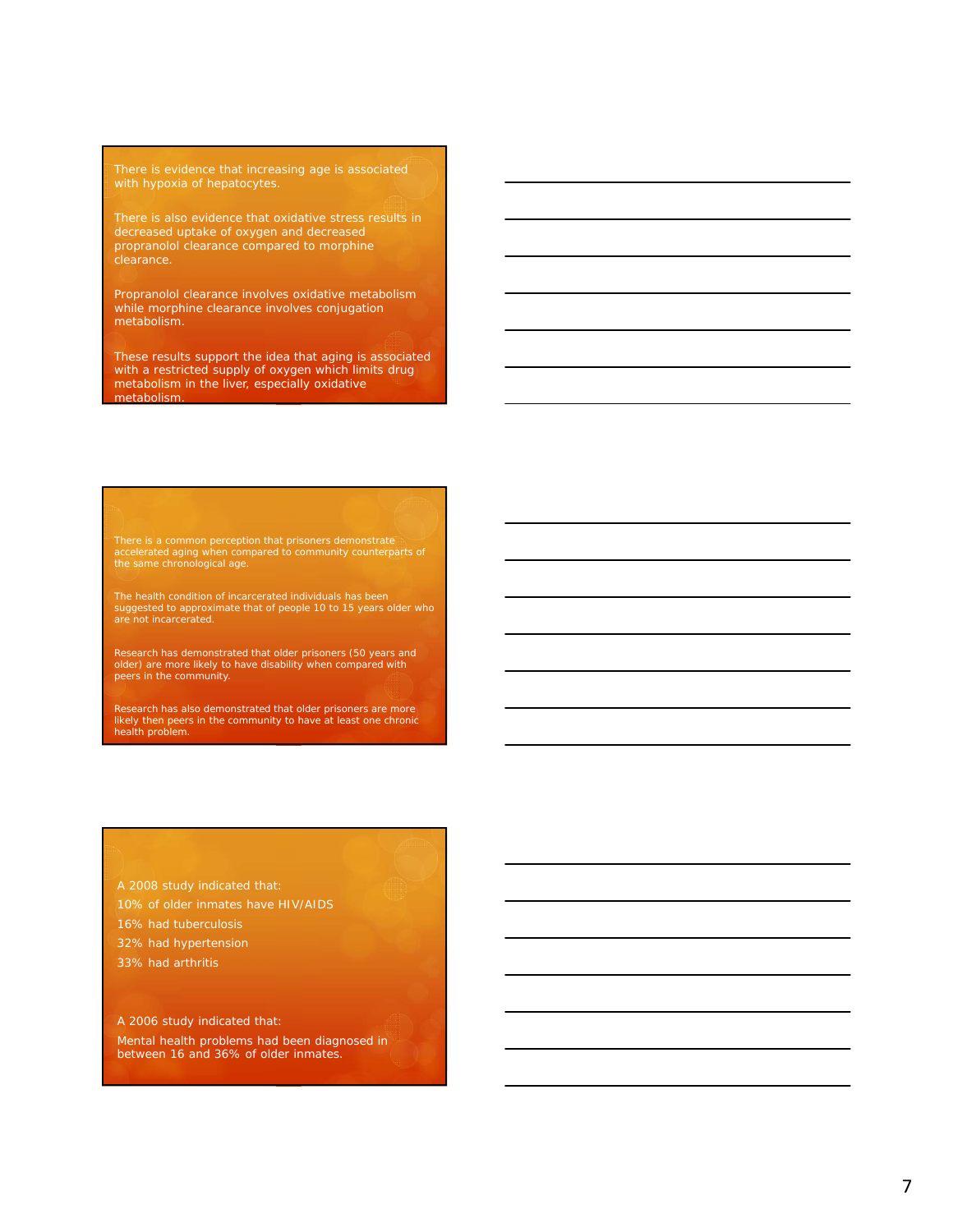There is evidence that increasing age is associated with hypoxia of hepatocytes.

There is also evidence that oxidative stress results in decreased uptake of oxygen and decreased propranolol clearance compared to morphine clearance.

Propranolol clearance involves oxidative metabolism while morphine clearance involves conjugation metabolism.

These results support the idea that aging is associated with a restricted supply of oxygen which limits drug metabolism in the liver, especially oxidative metabolism.

---

There is a common perception that prisoners demonstrate accelerated aging when compared to community counterparts of the same chronological age.

The health condition of incarcerated individuals has been suggested to approximate that of people 10 to 15 years older who are not incarcerated.

Research has demonstrated that older prisoners (50 years and older) are more likely to have disability when compared with peers in the community.

Research has also demonstrated that older prisoners are more likely then peers in the community to have at least one chronic health problem.

---

A 2008 study indicated that:

10% of older inmates have HIV/AIDS

16% had tuberculosis

32% had hypertension

33% had arthritis

A 2006 study indicated that:

Mental health problems had been diagnosed in between 16 and 36% of older inmates.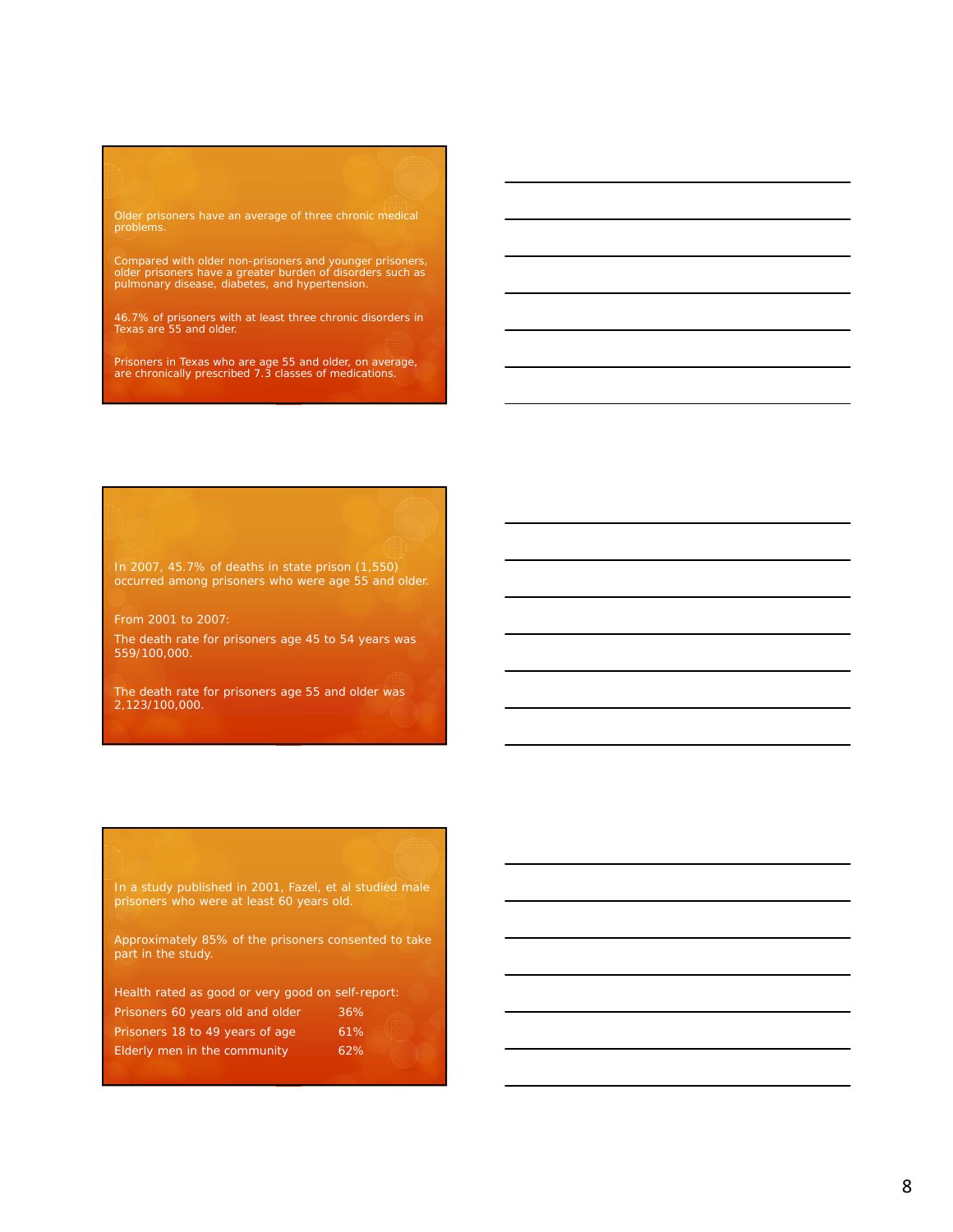Older prisoners have an average of three chronic medical problems.

Compared with older non-prisoners and younger prisoners, older prisoners have a greater burden of disorders such as pulmonary disease, diabetes, and hypertension.

46.7% of prisoners with at least three chronic disorders in Texas are 55 and older.

Prisoners in Texas who are age 55 and older, on average, are chronically prescribed 7.3 classes of medications.

---

In 2007, 45.7% of deaths in state prison (1,550) occurred among prisoners who were age 55 and older.

From 2001 to 2007:

The death rate for prisoners age 45 to 54 years was 559/100,000.

The death rate for prisoners age 55 and older was 2,123/100,000.

---

In a study published in 2001, Fazel, et al studied male prisoners who were at least 60 years old.

Approximately 85% of the prisoners consented to take part in the study.

Health rated as good or very good on self-report:

| | |
|---|---|
| Prisoners 60 years old and older | 36% |
| Prisoners 18 to 49 years of age | 61% |
| Elderly men in the community | 62% |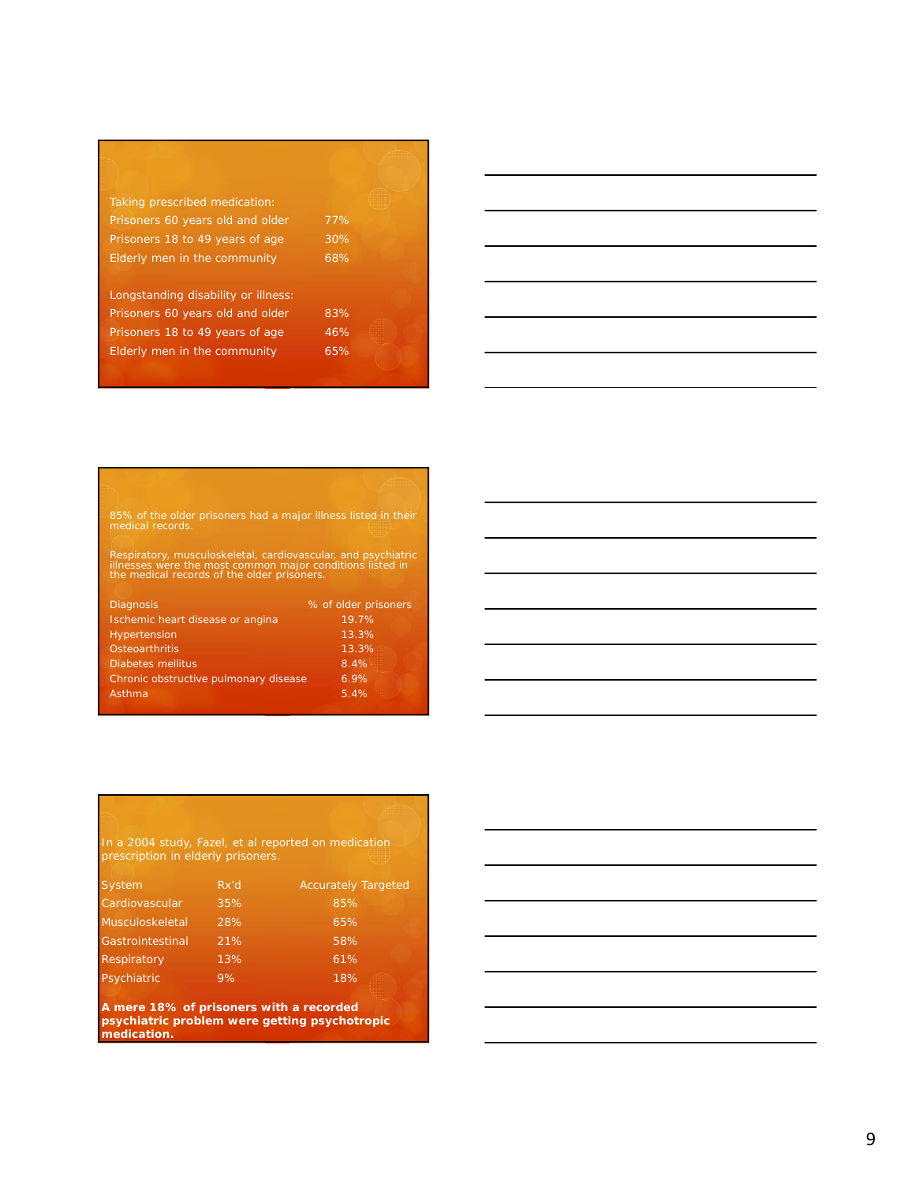Taking prescribed medication:

| | |
|---|---|
| Prisoners 60 years old and older | 77% |
| Prisoners 18 to 49 years of age | 30% |
| Elderly men in the community | 68% |

Longstanding disability or illness:

| | |
|---|---|
| Prisoners 60 years old and older | 83% |
| Prisoners 18 to 49 years of age | 46% |
| Elderly men in the community | 65% |

85% of the older prisoners had a major illness listed in their medical records.

Respiratory, musculoskeletal, cardiovascular, and psychiatric illnesses were the most common major conditions listed in the medical records of the older prisoners.

| Diagnosis | % of older prisoners |
|---|---|
| Ischemic heart disease or angina | 19.7% |
| Hypertension | 13.3% |
| Osteoarthritis | 13.3% |
| Diabetes mellitus | 8.4% |
| Chronic obstructive pulmonary disease | 6.9% |
| Asthma | 5.4% |

In a 2004 study, Fazel, et al reported on medication prescription in elderly prisoners.

| System | Rx'd | Accurately Targeted |
|---|---|---|
| Cardiovascular | 35% | 85% |
| Musculoskeletal | 28% | 65% |
| Gastrointestinal | 21% | 58% |
| Respiratory | 13% | 61% |
| Psychiatric | 9% | 18% |

**A mere 18% of prisoners with a recorded psychiatric problem were getting psychotropic medication.**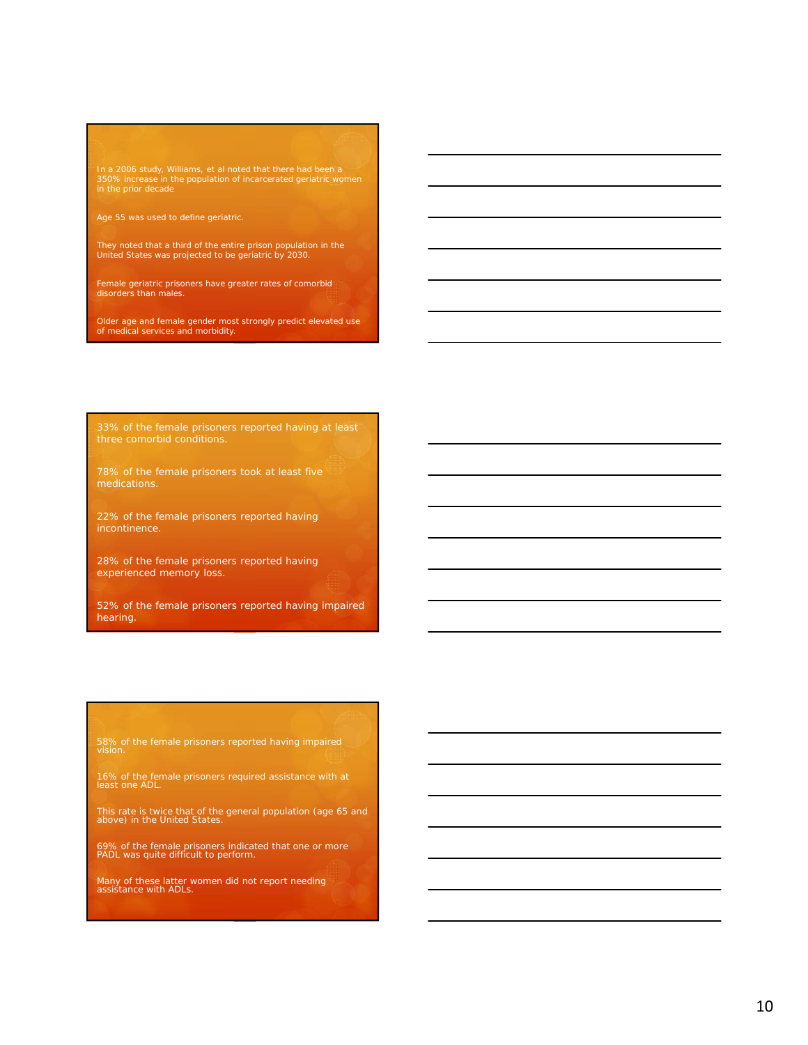In a 2006 study, Williams, et al noted that there had been a 350% increase in the population of incarcerated geriatric women in the prior decade

Age 55 was used to define geriatric.

They noted that a third of the entire prison population in the United States was projected to be geriatric by 2030.

Female geriatric prisoners have greater rates of comorbid disorders than males.

Older age and female gender most strongly predict elevated use of medical services and morbidity.

---

33% of the female prisoners reported having at least three comorbid conditions.

78% of the female prisoners took at least five medications.

22% of the female prisoners reported having incontinence.

28% of the female prisoners reported having experienced memory loss.

52% of the female prisoners reported having impaired hearing.

---

58% of the female prisoners reported having impaired vision.

16% of the female prisoners required assistance with at least one ADL.

This rate is twice that of the general population (age 65 and above) in the United States.

69% of the female prisoners indicated that one or more PADL was quite difficult to perform.

Many of these latter women did not report needing assistance with ADLs.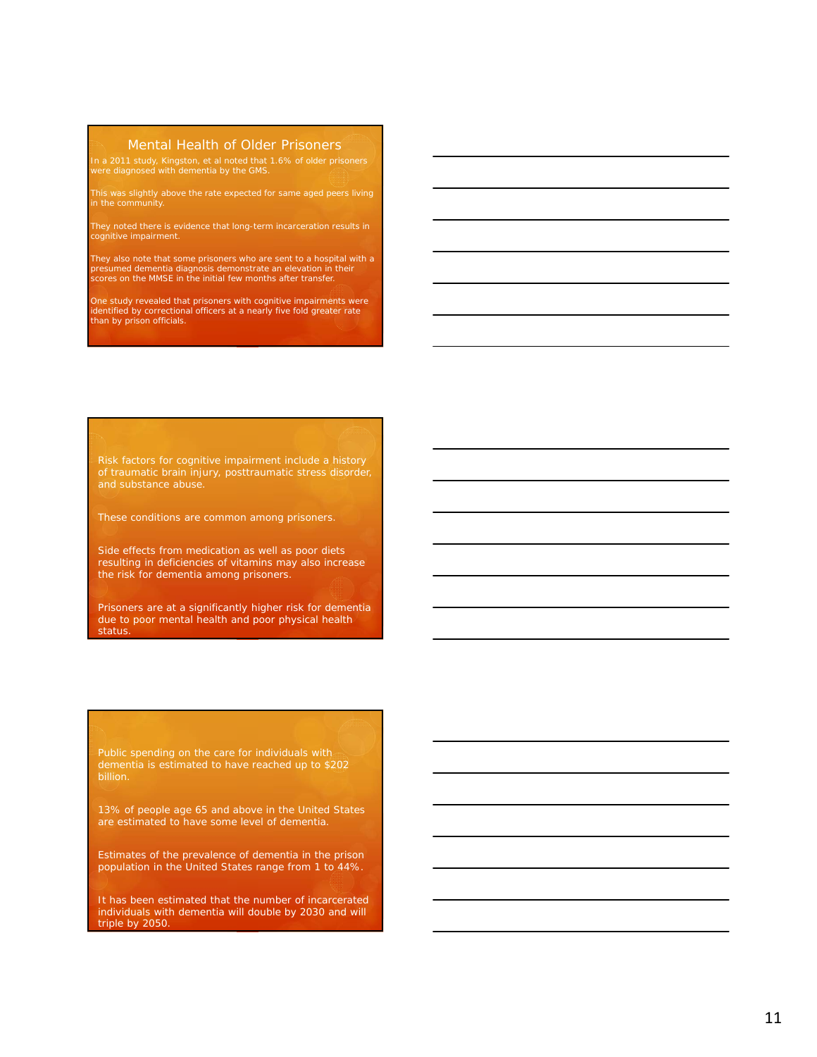## Mental Health of Older Prisoners

In a 2011 study, Kingston, et al noted that 1.6% of older prisoners were diagnosed with dementia by the GMS.

This was slightly above the rate expected for same aged peers living in the community.

They noted there is evidence that long-term incarceration results in cognitive impairment.

They also note that some prisoners who are sent to a hospital with a presumed dementia diagnosis demonstrate an elevation in their scores on the MMSE in the initial few months after transfer.

One study revealed that prisoners with cognitive impairments were identified by correctional officers at a nearly five fold greater rate than by prison officials.

---

Risk factors for cognitive impairment include a history of traumatic brain injury, posttraumatic stress disorder, and substance abuse.

These conditions are common among prisoners.

Side effects from medication as well as poor diets resulting in deficiencies of vitamins may also increase the risk for dementia among prisoners.

Prisoners are at a significantly higher risk for dementia due to poor mental health and poor physical health status.

---

Public spending on the care for individuals with dementia is estimated to have reached up to $202 billion.

13% of people age 65 and above in the United States are estimated to have some level of dementia.

Estimates of the prevalence of dementia in the prison population in the United States range from 1 to 44%.

It has been estimated that the number of incarcerated individuals with dementia will double by 2030 and will triple by 2050.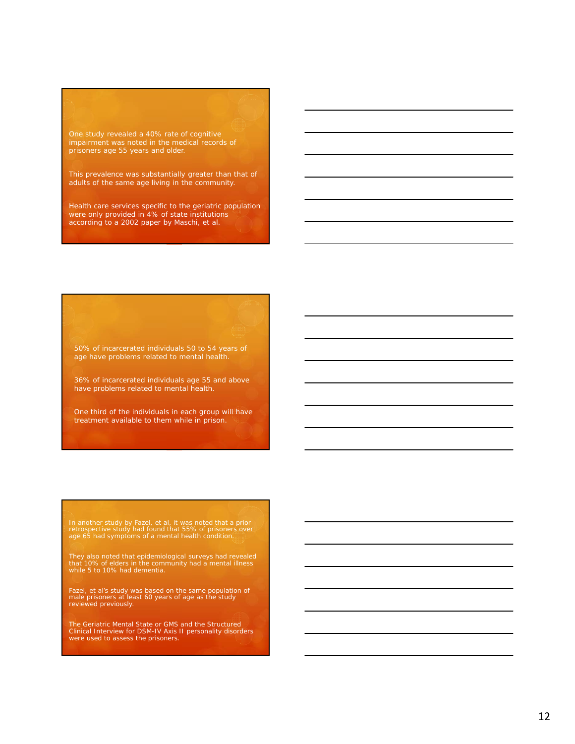One study revealed a 40% rate of cognitive impairment was noted in the medical records of prisoners age 55 years and older.

This prevalence was substantially greater than that of adults of the same age living in the community.

Health care services specific to the geriatric population were only provided in 4% of state institutions according to a 2002 paper by Maschi, et al.

50% of incarcerated individuals 50 to 54 years of age have problems related to mental health.

36% of incarcerated individuals age 55 and above have problems related to mental health.

One third of the individuals in each group will have treatment available to them while in prison.

In another study by Fazel, et al, it was noted that a prior retrospective study had found that 55% of prisoners over age 65 had symptoms of a mental health condition.

They also noted that epidemiological surveys had revealed that 10% of elders in the community had a mental illness while 5 to 10% had dementia.

Fazel, et al's study was based on the same population of male prisoners at least 60 years of age as the study reviewed previously.

The Geriatric Mental State or GMS and the Structured Clinical Interview for DSM-IV Axis II personality disorders were used to assess the prisoners.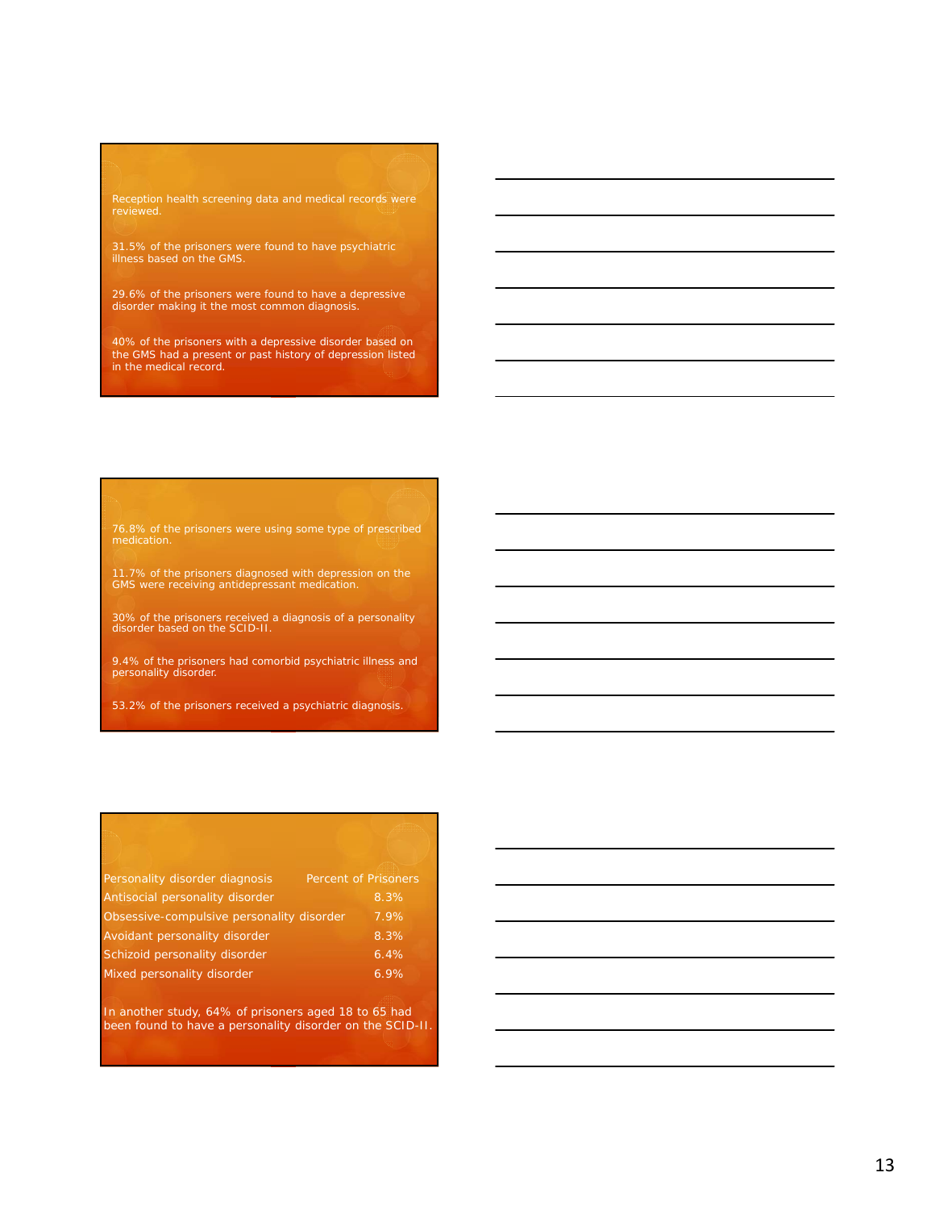Reception health screening data and medical records were reviewed.

31.5% of the prisoners were found to have psychiatric illness based on the GMS.

29.6% of the prisoners were found to have a depressive disorder making it the most common diagnosis.

40% of the prisoners with a depressive disorder based on the GMS had a present or past history of depression listed in the medical record.

76.8% of the prisoners were using some type of prescribed medication.

11.7% of the prisoners diagnosed with depression on the GMS were receiving antidepressant medication.

30% of the prisoners received a diagnosis of a personality disorder based on the SCID-II.

9.4% of the prisoners had comorbid psychiatric illness and personality disorder.

53.2% of the prisoners received a psychiatric diagnosis.

| Personality disorder diagnosis | Percent of Prisoners |
|---|---|
| Antisocial personality disorder | 8.3% |
| Obsessive-compulsive personality disorder | 7.9% |
| Avoidant personality disorder | 8.3% |
| Schizoid personality disorder | 6.4% |
| Mixed personality disorder | 6.9% |

In another study, 64% of prisoners aged 18 to 65 had been found to have a personality disorder on the SCID-II.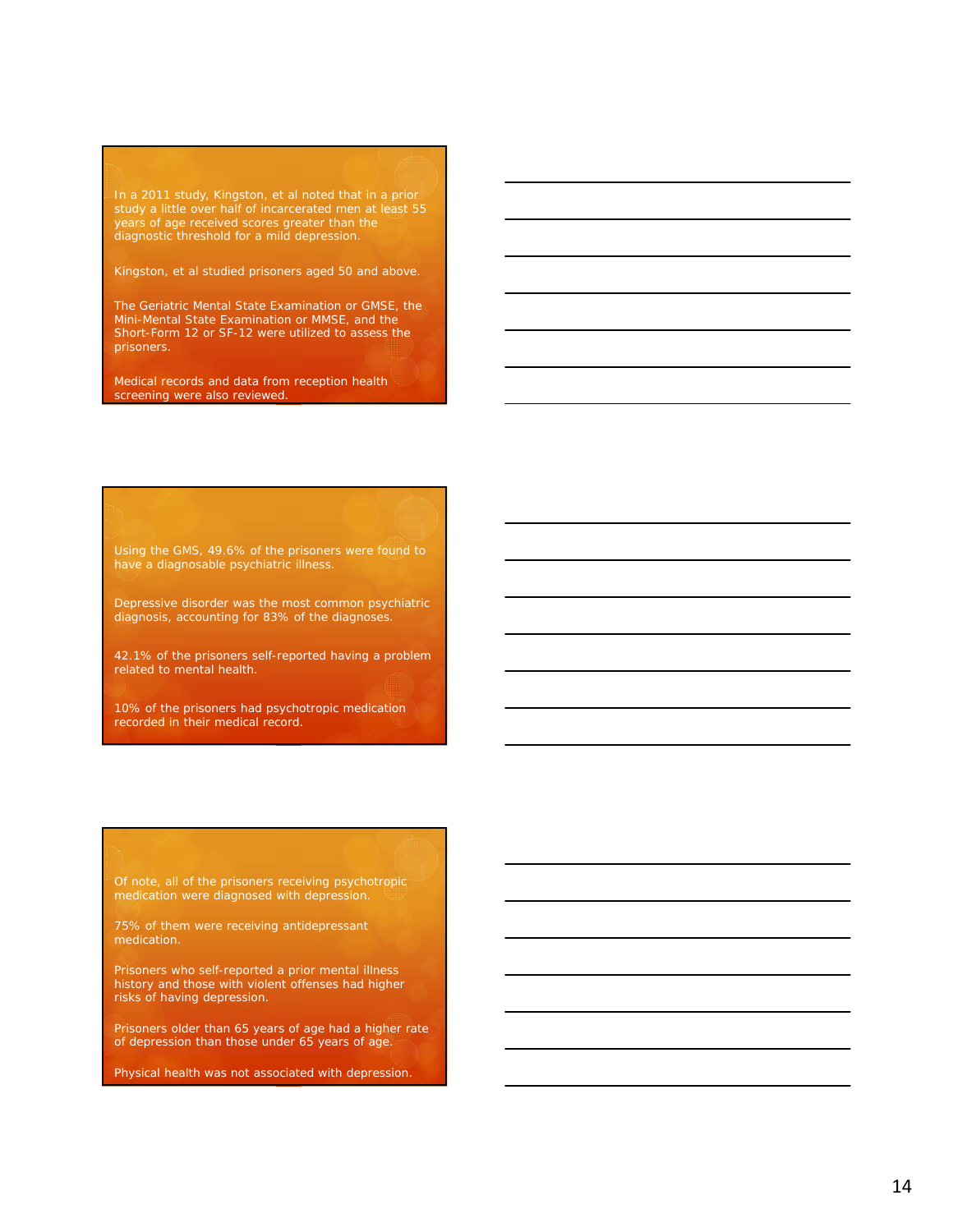In a 2011 study, Kingston, et al noted that in a prior study a little over half of incarcerated men at least 55 years of age received scores greater than the diagnostic threshold for a mild depression.

Kingston, et al studied prisoners aged 50 and above.

The Geriatric Mental State Examination or GMSE, the Mini-Mental State Examination or MMSE, and the Short-Form 12 or SF-12 were utilized to assess the prisoners.

Medical records and data from reception health screening were also reviewed.

---

Using the GMS, 49.6% of the prisoners were found to have a diagnosable psychiatric illness.

Depressive disorder was the most common psychiatric diagnosis, accounting for 83% of the diagnoses.

42.1% of the prisoners self-reported having a problem related to mental health.

10% of the prisoners had psychotropic medication recorded in their medical record.

---

Of note, all of the prisoners receiving psychotropic medication were diagnosed with depression.

75% of them were receiving antidepressant medication.

Prisoners who self-reported a prior mental illness history and those with violent offenses had higher risks of having depression.

Prisoners older than 65 years of age had a higher rate of depression than those under 65 years of age.

Physical health was not associated with depression.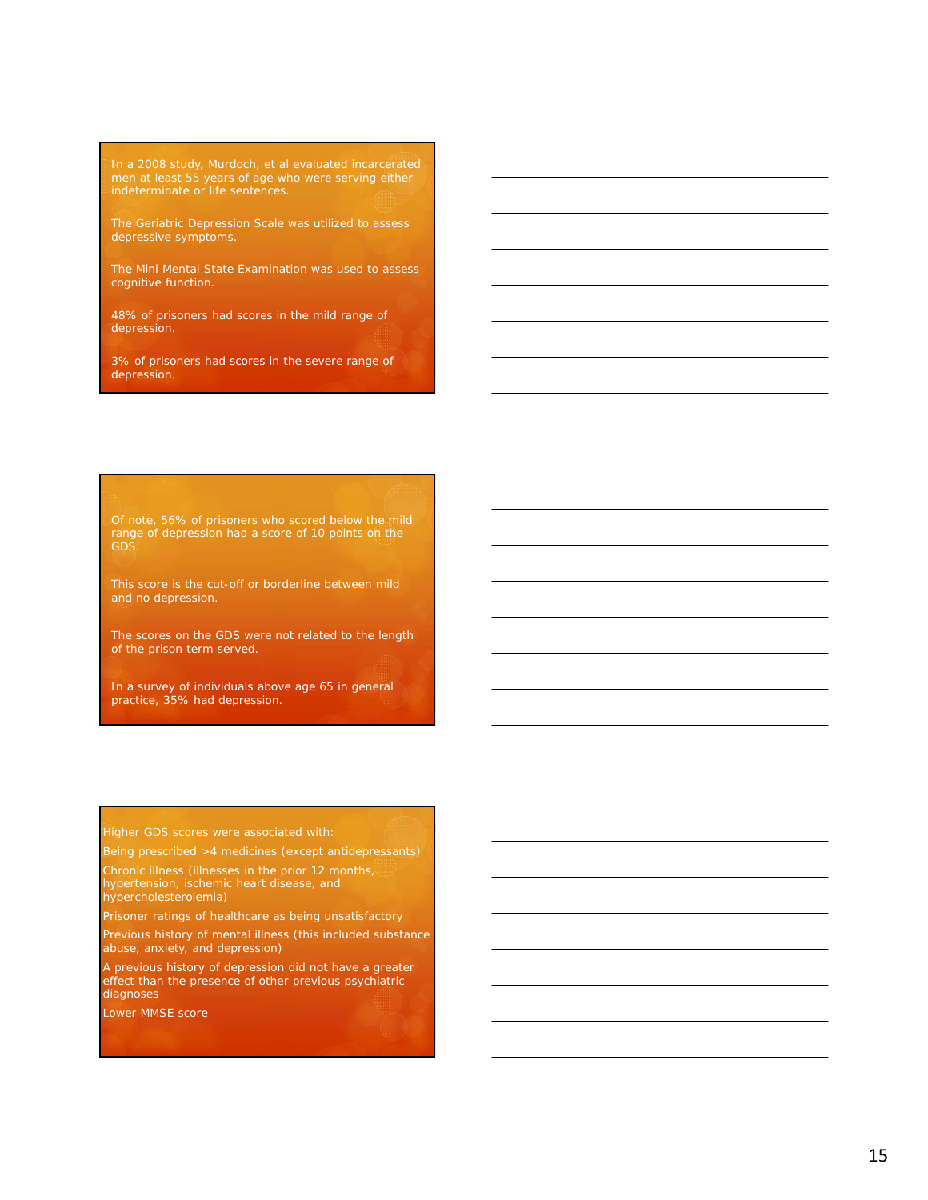In a 2008 study, Murdoch, et al evaluated incarcerated men at least 55 years of age who were serving either indeterminate or life sentences.

The Geriatric Depression Scale was utilized to assess depressive symptoms.

The Mini Mental State Examination was used to assess cognitive function.

48% of prisoners had scores in the mild range of depression.

3% of prisoners had scores in the severe range of depression.

Of note, 56% of prisoners who scored below the mild range of depression had a score of 10 points on the GDS.

This score is the cut-off or borderline between mild and no depression.

The scores on the GDS were not related to the length of the prison term served.

In a survey of individuals above age 65 in general practice, 35% had depression.

Higher GDS scores were associated with:

Being prescribed >4 medicines (except antidepressants)

Chronic illness (illnesses in the prior 12 months, hypertension, ischemic heart disease, and hypercholesterolemia)

Prisoner ratings of healthcare as being unsatisfactory

Previous history of mental illness (this included substance abuse, anxiety, and depression)

A previous history of depression did not have a greater effect than the presence of other previous psychiatric diagnoses

Lower MMSE score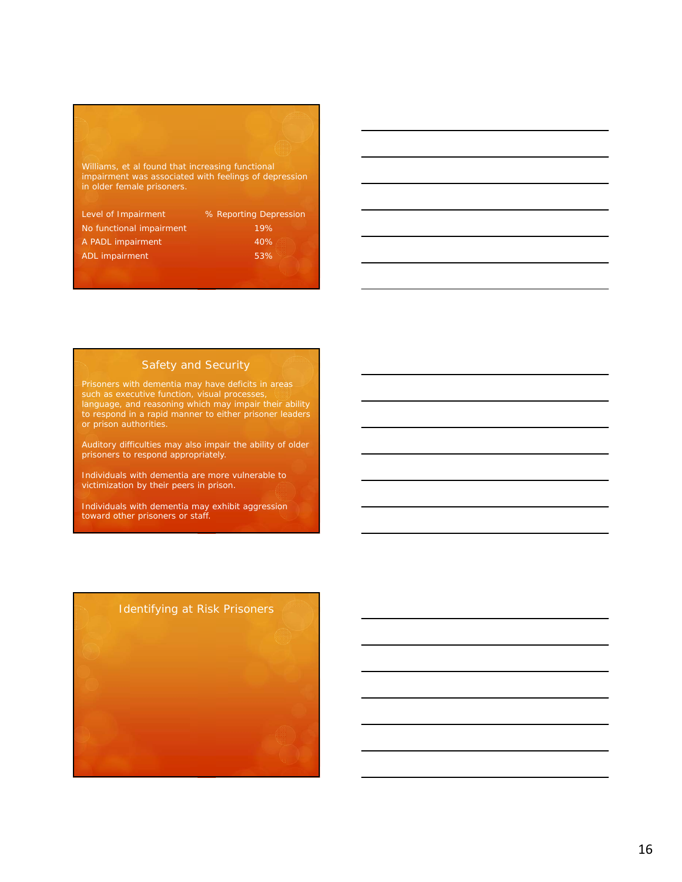Williams, et al found that increasing functional impairment was associated with feelings of depression in older female prisoners.

| Level of Impairment | % Reporting Depression |
| --- | --- |
| No functional impairment | 19% |
| A PADL impairment | 40% |
| ADL impairment | 53% |

## Safety and Security

Prisoners with dementia may have deficits in areas such as executive function, visual processes, language, and reasoning which may impair their ability to respond in a rapid manner to either prisoner leaders or prison authorities.

Auditory difficulties may also impair the ability of older prisoners to respond appropriately.

Individuals with dementia are more vulnerable to victimization by their peers in prison.

Individuals with dementia may exhibit aggression toward other prisoners or staff.

## Identifying at Risk Prisoners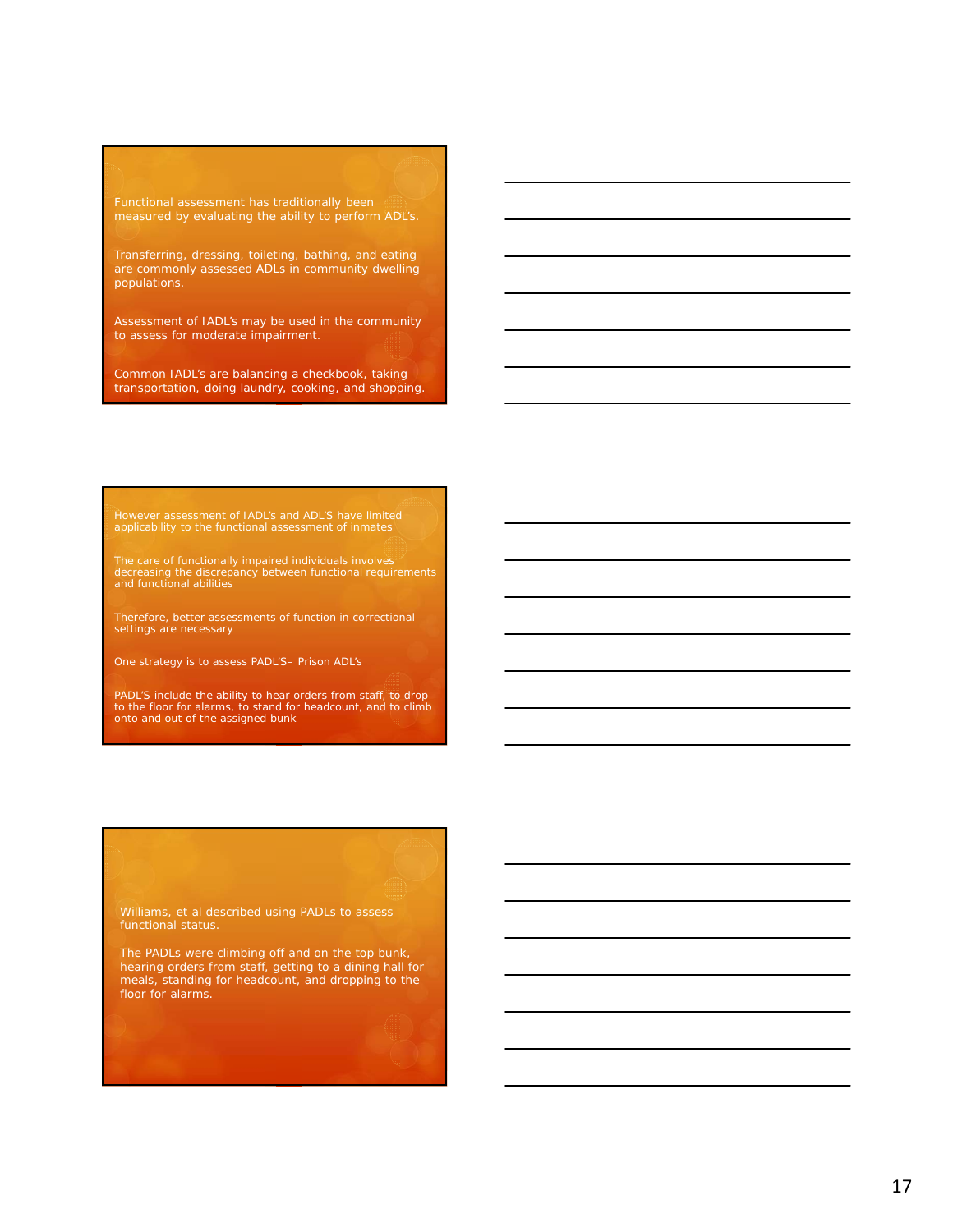Functional assessment has traditionally been measured by evaluating the ability to perform ADL's.

Transferring, dressing, toileting, bathing, and eating are commonly assessed ADLs in community dwelling populations.

Assessment of IADL's may be used in the community to assess for moderate impairment.

Common IADL's are balancing a checkbook, taking transportation, doing laundry, cooking, and shopping.

However assessment of IADL's and ADL'S have limited applicability to the functional assessment of inmates

The care of functionally impaired individuals involves decreasing the discrepancy between functional requirements and functional abilities

Therefore, better assessments of function in correctional settings are necessary

One strategy is to assess PADL'S– Prison ADL's

PADL'S include the ability to hear orders from staff, to drop to the floor for alarms, to stand for headcount, and to climb onto and out of the assigned bunk

Williams, et al described using PADLs to assess functional status.

The PADLs were climbing off and on the top bunk, hearing orders from staff, getting to a dining hall for meals, standing for headcount, and dropping to the floor for alarms.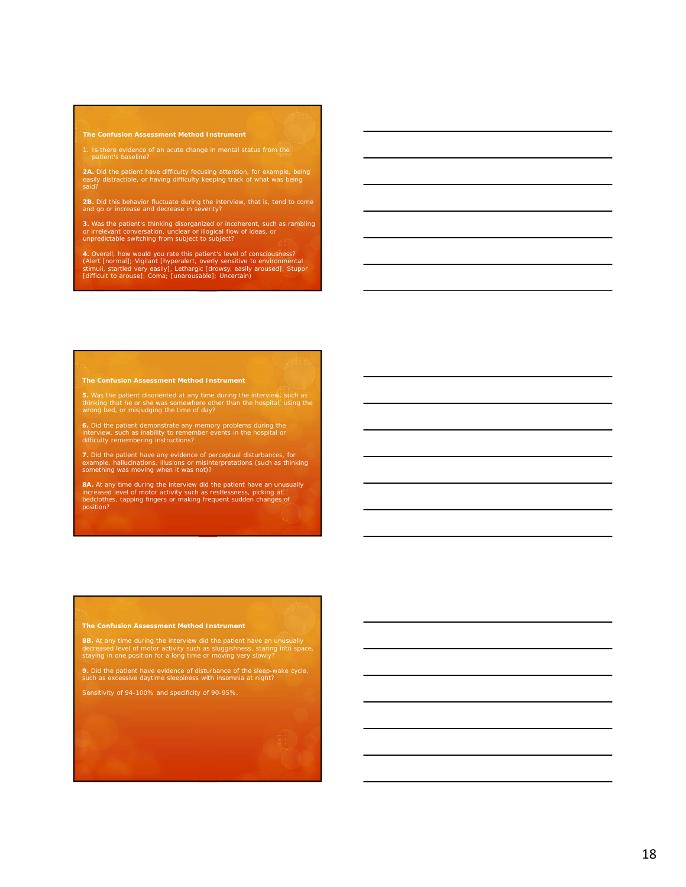### The Confusion Assessment Method Instrument

1. Is there evidence of an acute change in mental status from the patient's baseline?

**2A.** Did the patient have difficulty focusing attention, for example, being easily distractible, or having difficulty keeping track of what was being said?

**2B.** Did this behavior fluctuate during the interview, that is, tend to come and go or increase and decrease in severity?

**3.** Was the patient's thinking disorganized or incoherent, such as rambling or irrelevant conversation, unclear or illogical flow of ideas, or unpredictable switching from subject to subject?

**4.** Overall, how would you rate this patient's level of consciousness? (Alert [normal]; Vigilant [hyperalert, overly sensitive to environmental stimuli, startled very easily], Lethargic [drowsy, easily aroused]; Stupor [difficult to arouse]; Coma; [unarousable]; Uncertain)

### The Confusion Assessment Method Instrument

**5.** Was the patient disoriented at any time during the interview, such as thinking that he or she was somewhere other than the hospital, using the wrong bed, or misjudging the time of day?

**6.** Did the patient demonstrate any memory problems during the interview, such as inability to remember events in the hospital or difficulty remembering instructions?

**7.** Did the patient have any evidence of perceptual disturbances, for example, hallucinations, illusions or misinterpretations (such as thinking something was moving when it was not)?

**8A.** At any time during the interview did the patient have an unusually increased level of motor activity such as restlessness, picking at bedclothes, tapping fingers or making frequent sudden changes of position?

### The Confusion Assessment Method Instrument

**8B.** At any time during the interview did the patient have an unusually decreased level of motor activity such as sluggishness, staring into space, staying in one position for a long time or moving very slowly?

**9.** Did the patient have evidence of disturbance of the sleep-wake cycle, such as excessive daytime sleepiness with insomnia at night?

Sensitivity of 94-100% and specificity of 90-95%.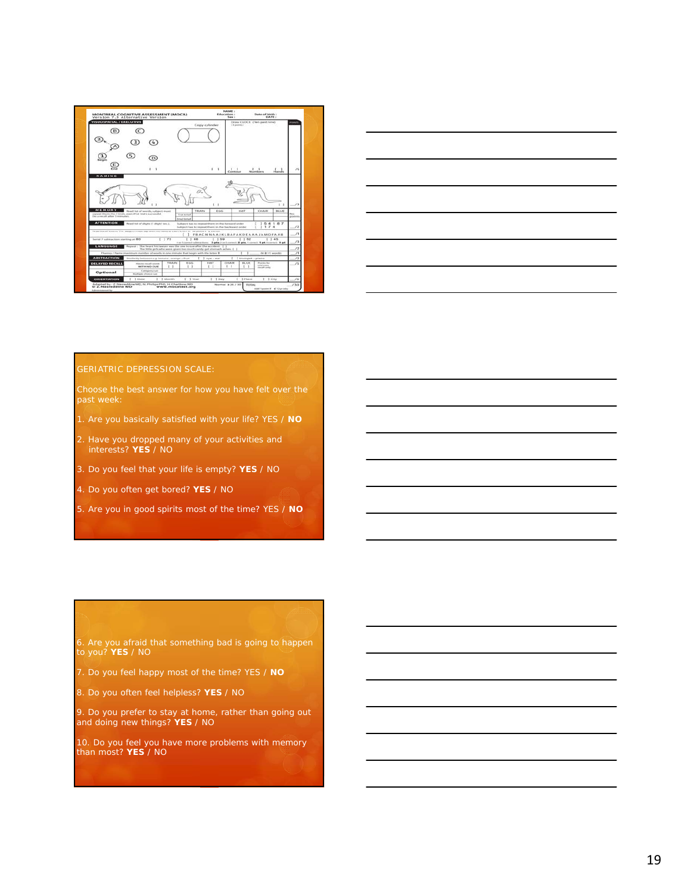MONTREAL COGNITIVE ASSESSMENT (MOCA)
Version 7.3 Alternative Version

GERIATRIC DEPRESSION SCALE:

Choose the best answer for how you have felt over the past week:

1. Are you basically satisfied with your life? YES / **NO**
2. Have you dropped many of your activities and interests? **YES** / NO
3. Do you feel that your life is empty? **YES** / NO
4. Do you often get bored? **YES** / NO
5. Are you in good spirits most of the time? YES / **NO**
6. Are you afraid that something bad is going to happen to you? **YES** / NO
7. Do you feel happy most of the time? YES / **NO**
8. Do you often feel helpless? **YES** / NO
9. Do you prefer to stay at home, rather than going out and doing new things? **YES** / NO
10. Do you feel you have more problems with memory than most? **YES** / NO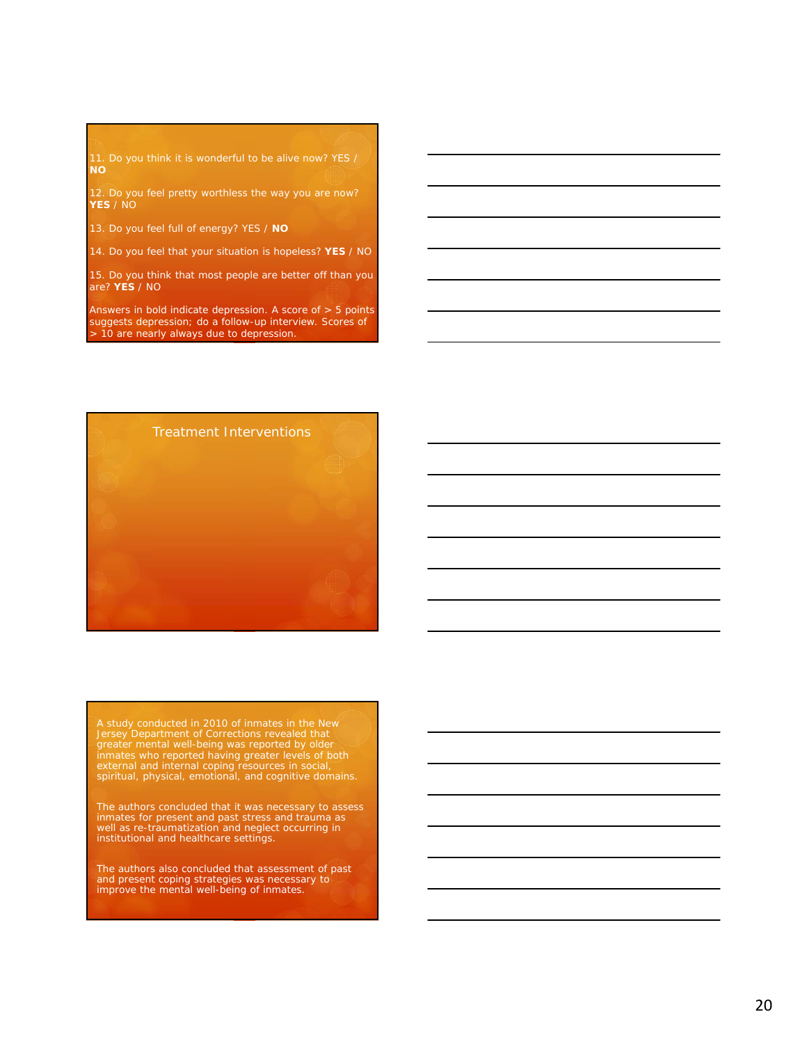11. Do you think it is wonderful to be alive now? YES / **NO**

12. Do you feel pretty worthless the way you are now? **YES** / NO

13. Do you feel full of energy? YES / **NO**

14. Do you feel that your situation is hopeless? **YES** / NO

15. Do you think that most people are better off than you are? **YES** / NO

Answers in bold indicate depression. A score of > 5 points suggests depression; do a follow-up interview. Scores of > 10 are nearly always due to depression.

## Treatment Interventions

A study conducted in 2010 of inmates in the New Jersey Department of Corrections revealed that greater mental well-being was reported by older inmates who reported having greater levels of both external and internal coping resources in social, spiritual, physical, emotional, and cognitive domains.

The authors concluded that it was necessary to assess inmates for present and past stress and trauma as well as re-traumatization and neglect occurring in institutional and healthcare settings.

The authors also concluded that assessment of past and present coping strategies was necessary to improve the mental well-being of inmates.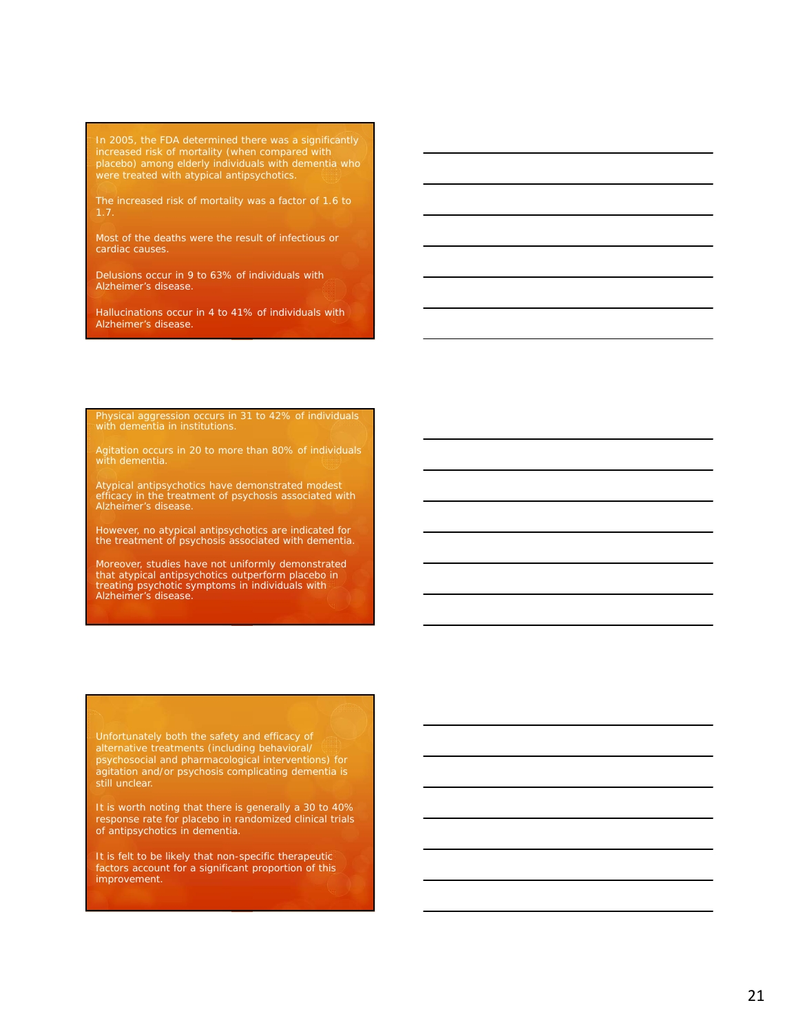In 2005, the FDA determined there was a significantly increased risk of mortality (when compared with placebo) among elderly individuals with dementia who were treated with atypical antipsychotics.

The increased risk of mortality was a factor of 1.6 to 1.7.

Most of the deaths were the result of infectious or cardiac causes.

Delusions occur in 9 to 63% of individuals with Alzheimer's disease.

Hallucinations occur in 4 to 41% of individuals with Alzheimer's disease.

Physical aggression occurs in 31 to 42% of individuals with dementia in institutions.

Agitation occurs in 20 to more than 80% of individuals with dementia.

Atypical antipsychotics have demonstrated modest efficacy in the treatment of psychosis associated with Alzheimer's disease.

However, no atypical antipsychotics are indicated for the treatment of psychosis associated with dementia.

Moreover, studies have not uniformly demonstrated that atypical antipsychotics outperform placebo in treating psychotic symptoms in individuals with Alzheimer's disease.

Unfortunately both the safety and efficacy of alternative treatments (including behavioral/ psychosocial and pharmacological interventions) for agitation and/or psychosis complicating dementia is still unclear.

It is worth noting that there is generally a 30 to 40% response rate for placebo in randomized clinical trials of antipsychotics in dementia.

It is felt to be likely that non-specific therapeutic factors account for a significant proportion of this improvement.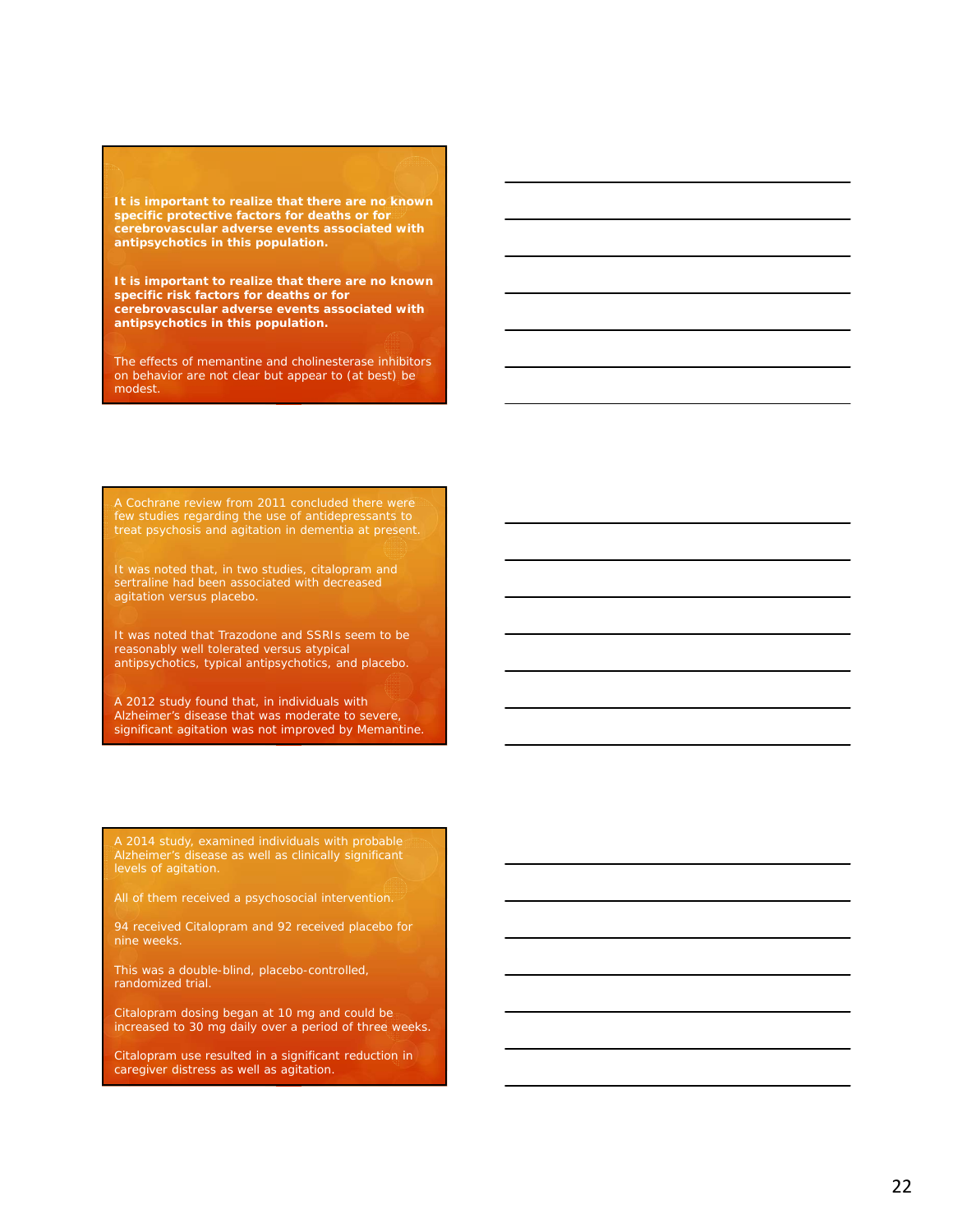**It is important to realize that there are no known specific protective factors for deaths or for cerebrovascular adverse events associated with antipsychotics in this population.**

**It is important to realize that there are no known specific risk factors for deaths or for cerebrovascular adverse events associated with antipsychotics in this population.**

The effects of memantine and cholinesterase inhibitors on behavior are not clear but appear to (at best) be modest.

---

A Cochrane review from 2011 concluded there were few studies regarding the use of antidepressants to treat psychosis and agitation in dementia at present.

It was noted that, in two studies, citalopram and sertraline had been associated with decreased agitation versus placebo.

It was noted that Trazodone and SSRIs seem to be reasonably well tolerated versus atypical antipsychotics, typical antipsychotics, and placebo.

A 2012 study found that, in individuals with Alzheimer's disease that was moderate to severe, significant agitation was not improved by Memantine.

---

A 2014 study, examined individuals with probable Alzheimer's disease as well as clinically significant levels of agitation.

All of them received a psychosocial intervention.

94 received Citalopram and 92 received placebo for nine weeks.

This was a double-blind, placebo-controlled, randomized trial.

Citalopram dosing began at 10 mg and could be increased to 30 mg daily over a period of three weeks.

Citalopram use resulted in a significant reduction in caregiver distress as well as agitation.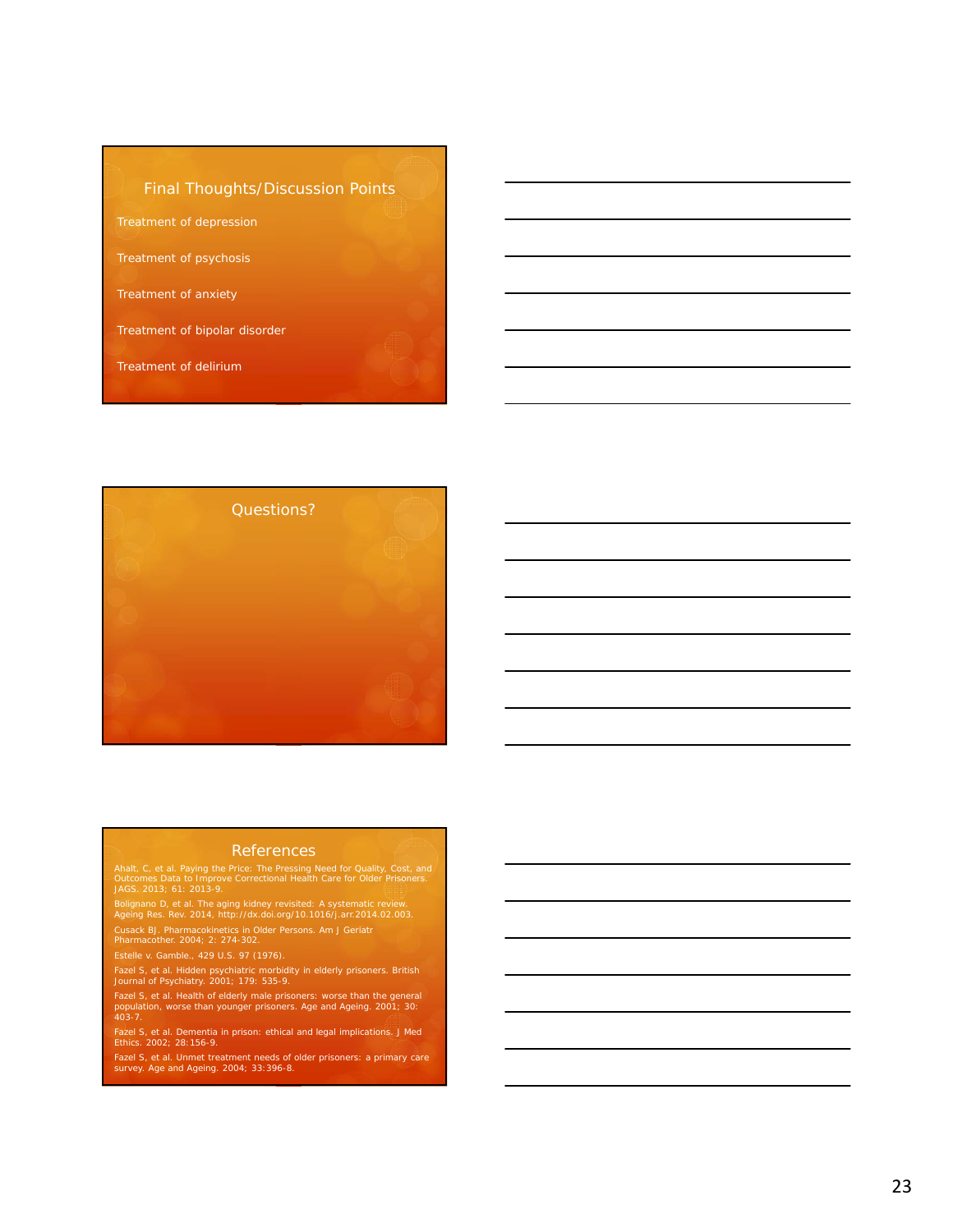## Final Thoughts/Discussion Points

- Treatment of depression
- Treatment of psychosis
- Treatment of anxiety
- Treatment of bipolar disorder
- Treatment of delirium

## Questions?

## References

Ahalt, C, et al. Paying the Price: The Pressing Need for Quality, Cost, and Outcomes Data to Improve Correctional Health Care for Older Prisoners. JAGS. 2013; 61: 2013-9.

Bolignano D, et al. The aging kidney revisited: A systematic review. Ageing Res. Rev. 2014, http://dx.doi.org/10.1016/j.arr.2014.02.003.

Cusack BJ. Pharmacokinetics in Older Persons. Am J Geriatr Pharmacother. 2004; 2: 274-302.

Estelle v. Gamble., 429 U.S. 97 (1976).

Fazel S, et al. Hidden psychiatric morbidity in elderly prisoners. British Journal of Psychiatry. 2001; 179: 535-9.

Fazel S, et al. Health of elderly male prisoners: worse than the general population, worse than younger prisoners. Age and Ageing. 2001; 30: 403-7.

Fazel S, et al. Dementia in prison: ethical and legal implications. J Med Ethics. 2002; 28:156-9.

Fazel S, et al. Unmet treatment needs of older prisoners: a primary care survey. Age and Ageing. 2004; 33:396-8.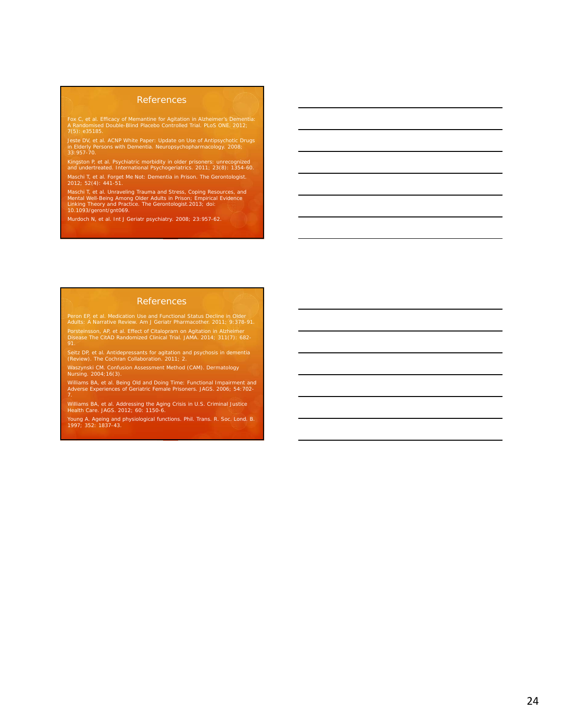## References

Fox C, et al. Efficacy of Memantine for Agitation in Alzheimer's Dementia: A Randomised Double-Blind Placebo Controlled Trial. PLoS ONE. 2012; 7(5): e35185.

Jeste DV, et al. ACNP White Paper: Update on Use of Antipsychotic Drugs in Elderly Persons with Dementia. Neuropsychopharmacology. 2008; 33:957-70.

Kingston P, et al. Psychiatric morbidity in older prisoners: unrecognized and undertreated. International Psychogeriatrics. 2011; 23(8): 1354-60.

Maschi T, et al. Forget Me Not: Dementia in Prison. The Gerontologist. 2012; 52(4): 441-51.

Maschi T, et al. Unraveling Trauma and Stress, Coping Resources, and Mental Well-Being Among Older Adults in Prison; Empirical Evidence Linking Theory and Practice. The Gerontologist.2013; doi: 10.1093/geront/gnt069.

Murdoch N, et al. Int J Geriatr psychiatry. 2008; 23:957-62.

## References

Peron EP, et al. Medication Use and Functional Status Decline in Older Adults: A Narrative Review. Am J Geriatr Pharmacother. 2011; 9:378-91.

Porsteinsson, AP, et al. Effect of Citalopram on Agitation in Alzheimer Disease The CitAD Randomized Clinical Trial. JAMA. 2014; 311(7): 682-91.

Seitz DP, et al. Antidepressants for agitation and psychosis in dementia (Review). The Cochran Collaboration. 2011; 2.

Waszynski CM. Confusion Assessment Method (CAM). Dermatology Nursing. 2004;16(3).

Williams BA, et al. Being Old and Doing Time: Functional Impairment and Adverse Experiences of Geriatric Female Prisoners. JAGS. 2006; 54:702-7.

Williams BA, et al. Addressing the Aging Crisis in U.S. Criminal Justice Health Care. JAGS. 2012; 60: 1150-6.

Young A. Ageing and physiological functions. Phil. Trans. R. Soc. Lond. B. 1997; 352: 1837-43.